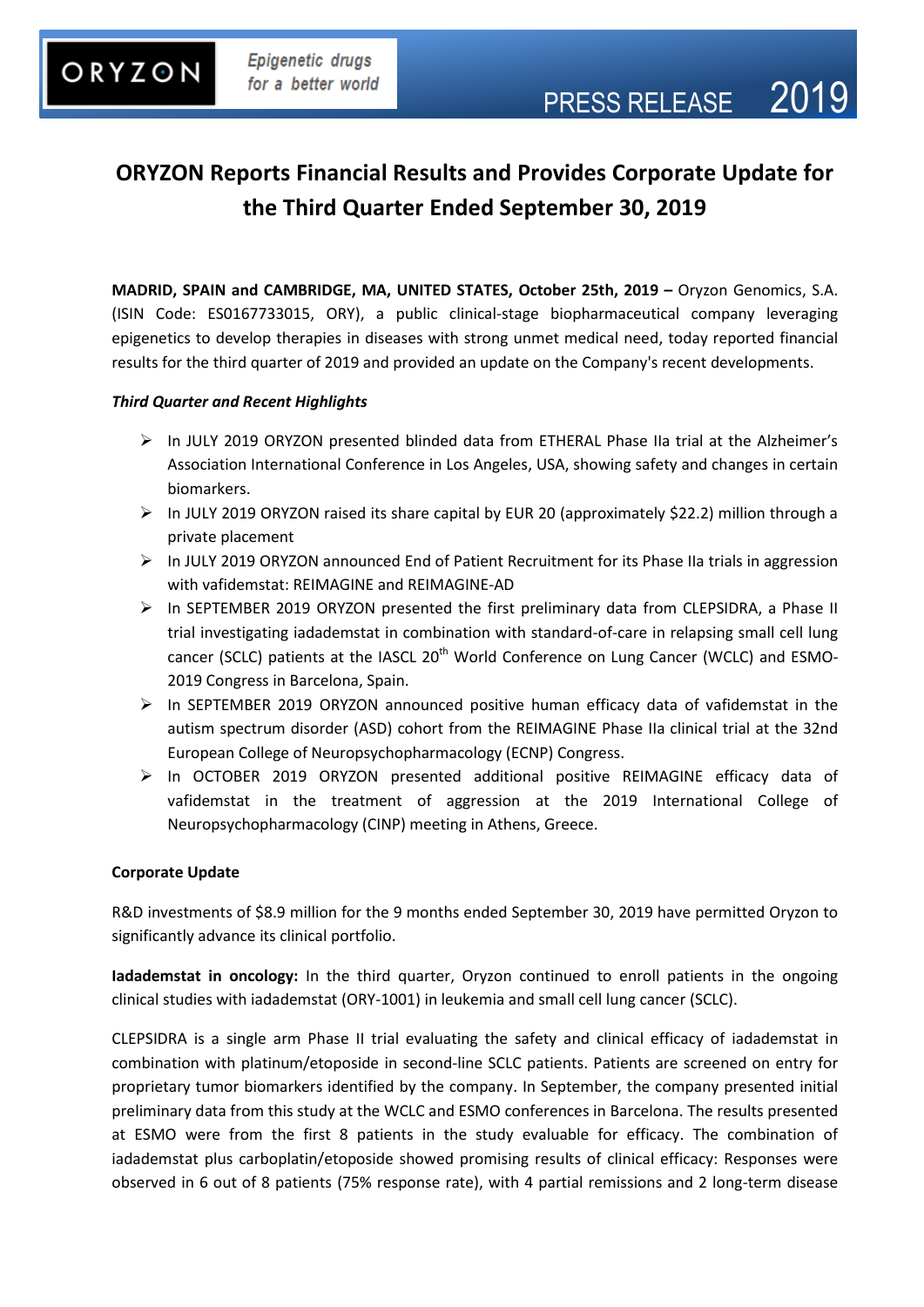ORYZON — Epigenetic drugs for a better world — PRESS RELEASE 2019

# ORYZON Reports Financial Results and Provides Corporate Update for the Third Quarter Ended September 30, 2019

**MADRID, SPAIN and CAMBRIDGE, MA, UNITED STATES, October 25th, 2019 –** Oryzon Genomics, S.A. (ISIN Code: ES0167733015, ORY), a public clinical-stage biopharmaceutical company leveraging epigenetics to develop therapies in diseases with strong unmet medical need, today reported financial results for the third quarter of 2019 and provided an update on the Company's recent developments.

***Third Quarter and Recent Highlights***

- In JULY 2019 ORYZON presented blinded data from ETHERAL Phase IIa trial at the Alzheimer's Association International Conference in Los Angeles, USA, showing safety and changes in certain biomarkers.
- In JULY 2019 ORYZON raised its share capital by EUR 20 (approximately $22.2) million through a private placement
- In JULY 2019 ORYZON announced End of Patient Recruitment for its Phase IIa trials in aggression with vafidemstat: REIMAGINE and REIMAGINE-AD
- In SEPTEMBER 2019 ORYZON presented the first preliminary data from CLEPSIDRA, a Phase II trial investigating iadademstat in combination with standard-of-care in relapsing small cell lung cancer (SCLC) patients at the IASCL 20th World Conference on Lung Cancer (WCLC) and ESMO-2019 Congress in Barcelona, Spain.
- In SEPTEMBER 2019 ORYZON announced positive human efficacy data of vafidemstat in the autism spectrum disorder (ASD) cohort from the REIMAGINE Phase IIa clinical trial at the 32nd European College of Neuropsychopharmacology (ECNP) Congress.
- In OCTOBER 2019 ORYZON presented additional positive REIMAGINE efficacy data of vafidemstat in the treatment of aggression at the 2019 International College of Neuropsychopharmacology (CINP) meeting in Athens, Greece.

**Corporate Update**

R&D investments of $8.9 million for the 9 months ended September 30, 2019 have permitted Oryzon to significantly advance its clinical portfolio.

**Iadademstat in oncology:** In the third quarter, Oryzon continued to enroll patients in the ongoing clinical studies with iadademstat (ORY-1001) in leukemia and small cell lung cancer (SCLC).

CLEPSIDRA is a single arm Phase II trial evaluating the safety and clinical efficacy of iadademstat in combination with platinum/etoposide in second-line SCLC patients. Patients are screened on entry for proprietary tumor biomarkers identified by the company. In September, the company presented initial preliminary data from this study at the WCLC and ESMO conferences in Barcelona. The results presented at ESMO were from the first 8 patients in the study evaluable for efficacy. The combination of iadademstat plus carboplatin/etoposide showed promising results of clinical efficacy: Responses were observed in 6 out of 8 patients (75% response rate), with 4 partial remissions and 2 long-term disease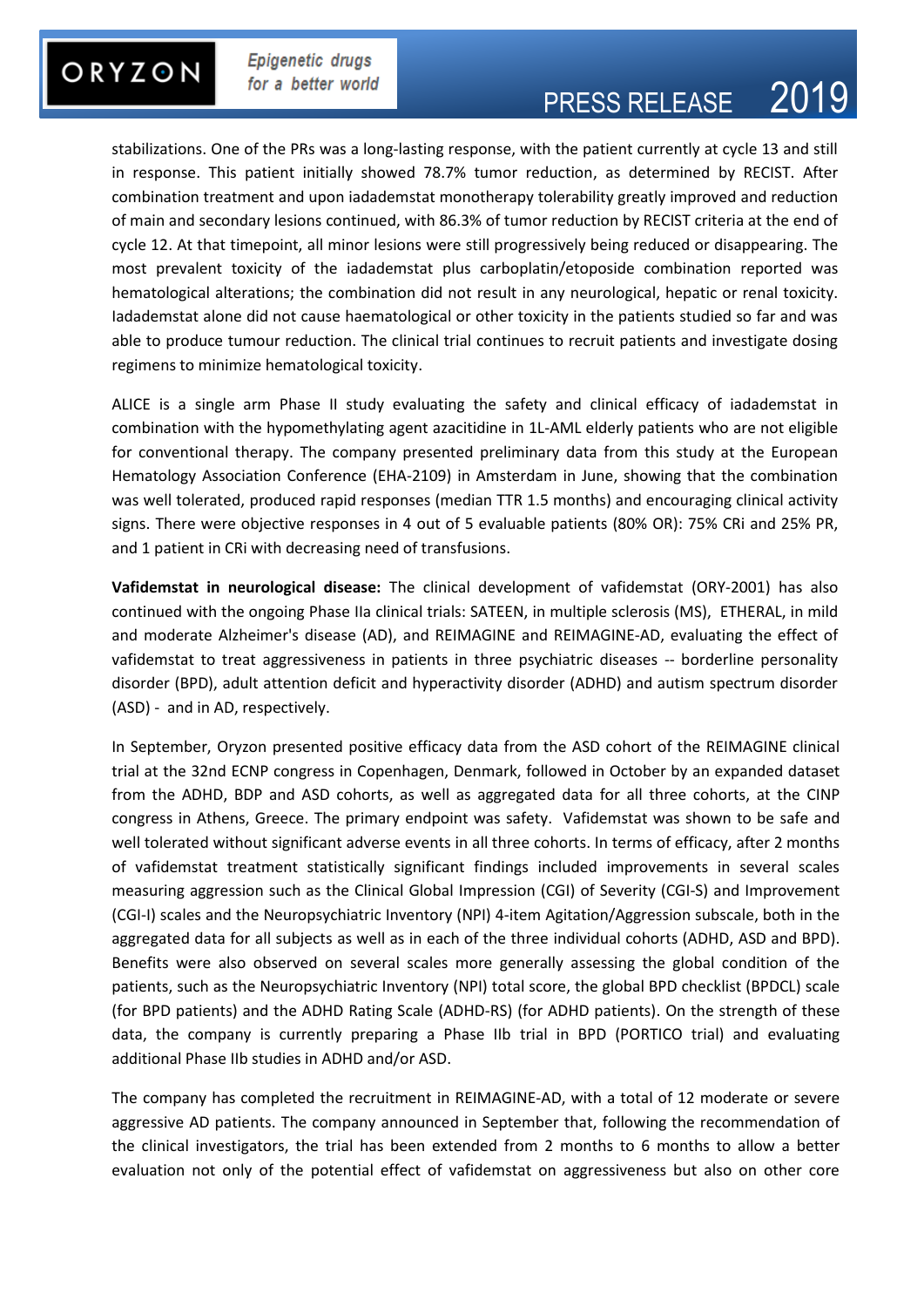stabilizations. One of the PRs was a long-lasting response, with the patient currently at cycle 13 and still in response. This patient initially showed 78.7% tumor reduction, as determined by RECIST. After combination treatment and upon iadademstat monotherapy tolerability greatly improved and reduction of main and secondary lesions continued, with 86.3% of tumor reduction by RECIST criteria at the end of cycle 12. At that timepoint, all minor lesions were still progressively being reduced or disappearing. The most prevalent toxicity of the iadademstat plus carboplatin/etoposide combination reported was hematological alterations; the combination did not result in any neurological, hepatic or renal toxicity. Iadademstat alone did not cause haematological or other toxicity in the patients studied so far and was able to produce tumour reduction. The clinical trial continues to recruit patients and investigate dosing regimens to minimize hematological toxicity.

ALICE is a single arm Phase II study evaluating the safety and clinical efficacy of iadademstat in combination with the hypomethylating agent azacitidine in 1L-AML elderly patients who are not eligible for conventional therapy. The company presented preliminary data from this study at the European Hematology Association Conference (EHA-2109) in Amsterdam in June, showing that the combination was well tolerated, produced rapid responses (median TTR 1.5 months) and encouraging clinical activity signs. There were objective responses in 4 out of 5 evaluable patients (80% OR): 75% CRi and 25% PR, and 1 patient in CRi with decreasing need of transfusions.

**Vafidemstat in neurological disease:** The clinical development of vafidemstat (ORY-2001) has also continued with the ongoing Phase IIa clinical trials: SATEEN, in multiple sclerosis (MS), ETHERAL, in mild and moderate Alzheimer's disease (AD), and REIMAGINE and REIMAGINE-AD, evaluating the effect of vafidemstat to treat aggressiveness in patients in three psychiatric diseases -- borderline personality disorder (BPD), adult attention deficit and hyperactivity disorder (ADHD) and autism spectrum disorder (ASD) - and in AD, respectively.

In September, Oryzon presented positive efficacy data from the ASD cohort of the REIMAGINE clinical trial at the 32nd ECNP congress in Copenhagen, Denmark, followed in October by an expanded dataset from the ADHD, BDP and ASD cohorts, as well as aggregated data for all three cohorts, at the CINP congress in Athens, Greece. The primary endpoint was safety. Vafidemstat was shown to be safe and well tolerated without significant adverse events in all three cohorts. In terms of efficacy, after 2 months of vafidemstat treatment statistically significant findings included improvements in several scales measuring aggression such as the Clinical Global Impression (CGI) of Severity (CGI-S) and Improvement (CGI-I) scales and the Neuropsychiatric Inventory (NPI) 4-item Agitation/Aggression subscale, both in the aggregated data for all subjects as well as in each of the three individual cohorts (ADHD, ASD and BPD). Benefits were also observed on several scales more generally assessing the global condition of the patients, such as the Neuropsychiatric Inventory (NPI) total score, the global BPD checklist (BPDCL) scale (for BPD patients) and the ADHD Rating Scale (ADHD-RS) (for ADHD patients). On the strength of these data, the company is currently preparing a Phase IIb trial in BPD (PORTICO trial) and evaluating additional Phase IIb studies in ADHD and/or ASD.

The company has completed the recruitment in REIMAGINE-AD, with a total of 12 moderate or severe aggressive AD patients. The company announced in September that, following the recommendation of the clinical investigators, the trial has been extended from 2 months to 6 months to allow a better evaluation not only of the potential effect of vafidemstat on aggressiveness but also on other core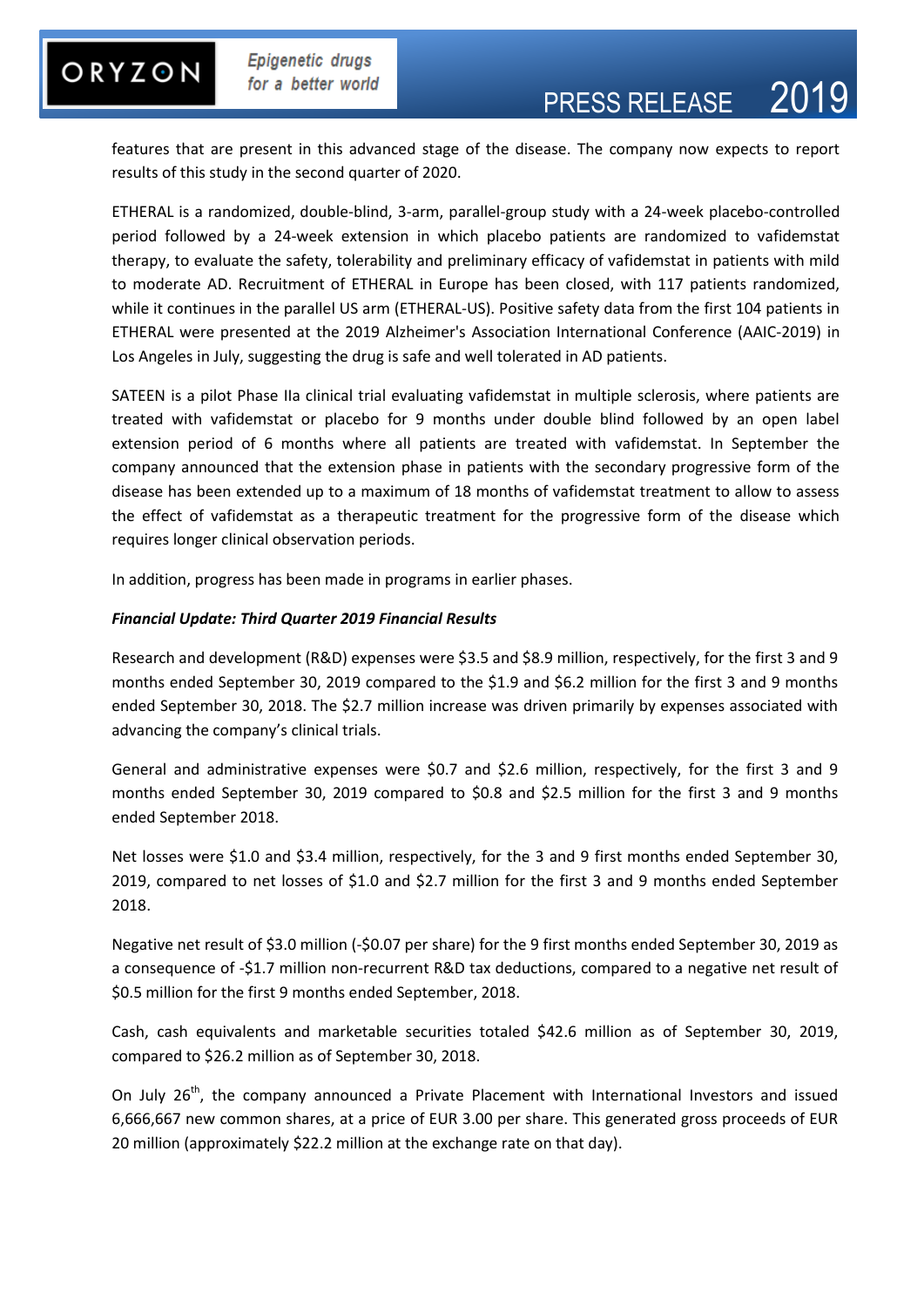features that are present in this advanced stage of the disease. The company now expects to report results of this study in the second quarter of 2020.

ETHERAL is a randomized, double-blind, 3-arm, parallel-group study with a 24-week placebo-controlled period followed by a 24-week extension in which placebo patients are randomized to vafidemstat therapy, to evaluate the safety, tolerability and preliminary efficacy of vafidemstat in patients with mild to moderate AD. Recruitment of ETHERAL in Europe has been closed, with 117 patients randomized, while it continues in the parallel US arm (ETHERAL-US). Positive safety data from the first 104 patients in ETHERAL were presented at the 2019 Alzheimer's Association International Conference (AAIC-2019) in Los Angeles in July, suggesting the drug is safe and well tolerated in AD patients.

SATEEN is a pilot Phase IIa clinical trial evaluating vafidemstat in multiple sclerosis, where patients are treated with vafidemstat or placebo for 9 months under double blind followed by an open label extension period of 6 months where all patients are treated with vafidemstat. In September the company announced that the extension phase in patients with the secondary progressive form of the disease has been extended up to a maximum of 18 months of vafidemstat treatment to allow to assess the effect of vafidemstat as a therapeutic treatment for the progressive form of the disease which requires longer clinical observation periods.

In addition, progress has been made in programs in earlier phases.

***Financial Update: Third Quarter 2019 Financial Results***

Research and development (R&D) expenses were $3.5 and $8.9 million, respectively, for the first 3 and 9 months ended September 30, 2019 compared to the $1.9 and $6.2 million for the first 3 and 9 months ended September 30, 2018. The $2.7 million increase was driven primarily by expenses associated with advancing the company's clinical trials.

General and administrative expenses were $0.7 and $2.6 million, respectively, for the first 3 and 9 months ended September 30, 2019 compared to $0.8 and $2.5 million for the first 3 and 9 months ended September 2018.

Net losses were $1.0 and $3.4 million, respectively, for the 3 and 9 first months ended September 30, 2019, compared to net losses of $1.0 and $2.7 million for the first 3 and 9 months ended September 2018.

Negative net result of $3.0 million (-$0.07 per share) for the 9 first months ended September 30, 2019 as a consequence of -$1.7 million non-recurrent R&D tax deductions, compared to a negative net result of $0.5 million for the first 9 months ended September, 2018.

Cash, cash equivalents and marketable securities totaled $42.6 million as of September 30, 2019, compared to $26.2 million as of September 30, 2018.

On July 26th, the company announced a Private Placement with International Investors and issued 6,666,667 new common shares, at a price of EUR 3.00 per share. This generated gross proceeds of EUR 20 million (approximately $22.2 million at the exchange rate on that day).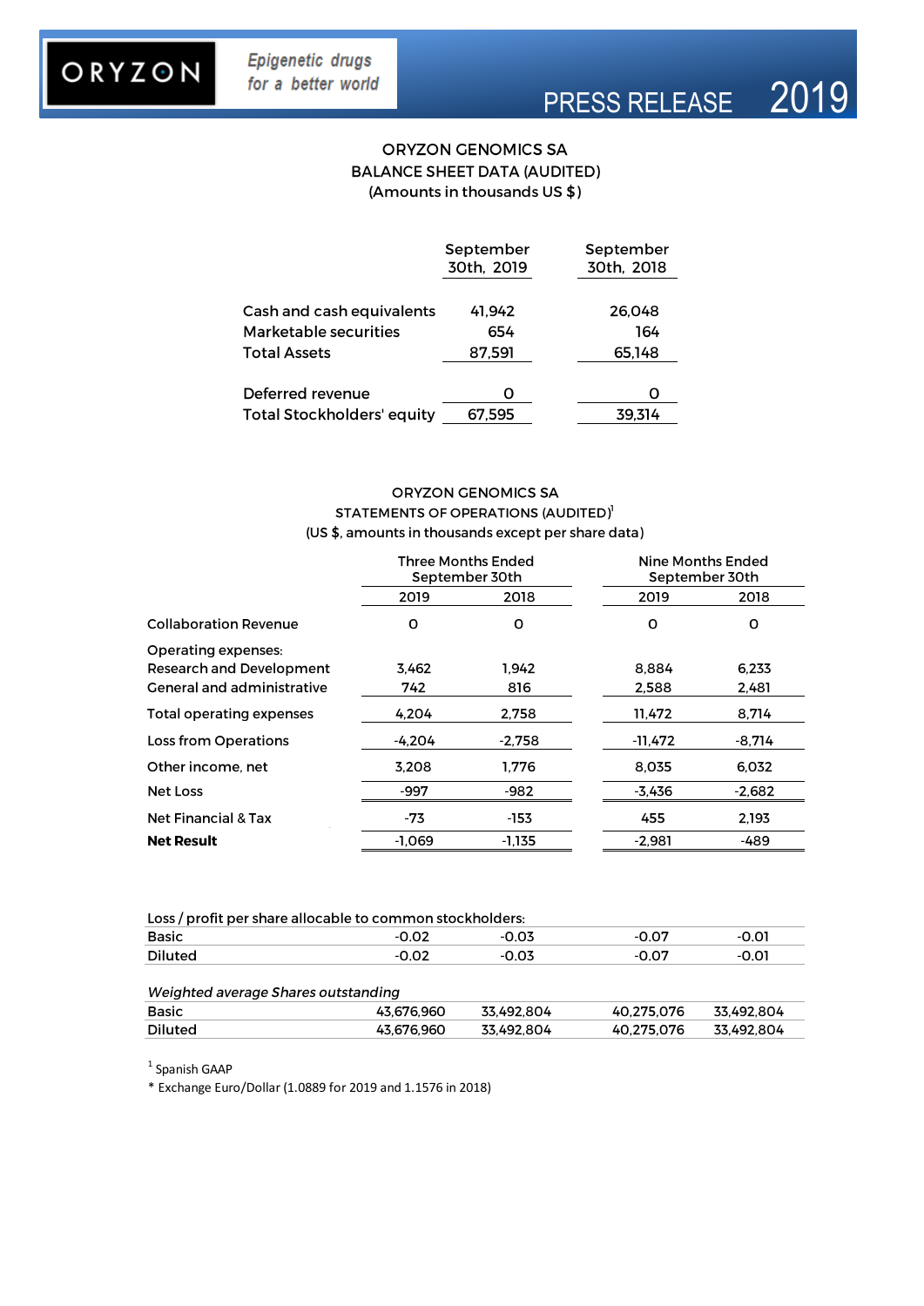ORYZON GENOMICS SA
BALANCE SHEET DATA (AUDITED)
(Amounts in thousands US $)

| | September 30th, 2019 | September 30th, 2018 |
|---|---|---|
| Cash and cash equivalents | 41,942 | 26,048 |
| Marketable securities | 654 | 164 |
| Total Assets | 87,591 | 65,148 |
| Deferred revenue | 0 | 0 |
| Total Stockholders' equity | 67,595 | 39,314 |

ORYZON GENOMICS SA
STATEMENTS OF OPERATIONS (AUDITED)[1]
(US $, amounts in thousands except per share data)

| | Three Months Ended September 30th | | Nine Months Ended September 30th | |
|---|---|---|---|---|
| | 2019 | 2018 | 2019 | 2018 |
| Collaboration Revenue | 0 | 0 | 0 | 0 |
| Operating expenses: | | | | |
| Research and Development | 3,462 | 1,942 | 8,884 | 6,233 |
| General and administrative | 742 | 816 | 2,588 | 2,481 |
| Total operating expenses | 4,204 | 2,758 | 11,472 | 8,714 |
| Loss from Operations | -4,204 | -2,758 | -11,472 | -8,714 |
| Other income, net | 3,208 | 1,776 | 8,035 | 6,032 |
| Net Loss | -997 | -982 | -3,436 | -2,682 |
| Net Financial & Tax | -73 | -153 | 455 | 2,193 |
| **Net Result** | -1,069 | -1,135 | -2,981 | -489 |

| Loss / profit per share allocable to common stockholders: | | | | |
|---|---|---|---|---|
| Basic | -0.02 | -0.03 | -0.07 | -0.01 |
| Diluted | -0.02 | -0.03 | -0.07 | -0.01 |
| *Weighted average Shares outstanding* | | | | |
| Basic | 43,676,960 | 33,492,804 | 40,275,076 | 33,492,804 |
| Diluted | 43,676,960 | 33,492,804 | 40,275,076 | 33,492,804 |

[1] Spanish GAAP
* Exchange Euro/Dollar (1.0889 for 2019 and 1.1576 in 2018)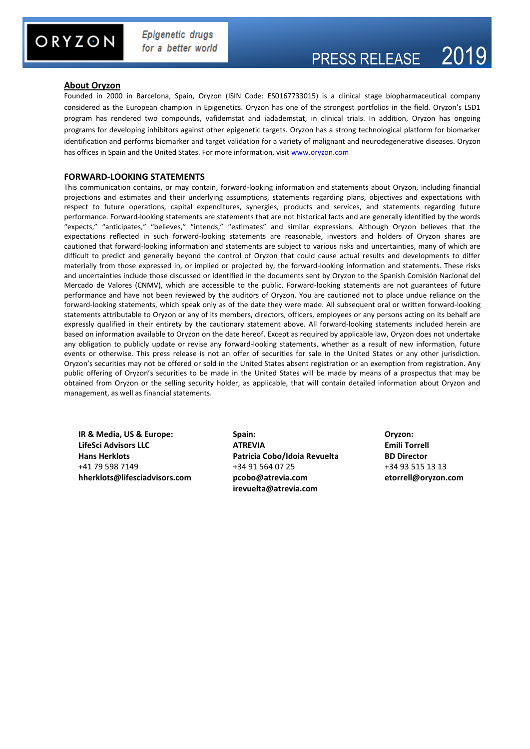## About Oryzon

Founded in 2000 in Barcelona, Spain, Oryzon (ISIN Code: ES0167733015) is a clinical stage biopharmaceutical company considered as the European champion in Epigenetics. Oryzon has one of the strongest portfolios in the field. Oryzon's LSD1 program has rendered two compounds, vafidemstat and iadademstat, in clinical trials. In addition, Oryzon has ongoing programs for developing inhibitors against other epigenetic targets. Oryzon has a strong technological platform for biomarker identification and performs biomarker and target validation for a variety of malignant and neurodegenerative diseases. Oryzon has offices in Spain and the United States. For more information, visit [www.oryzon.com](http://www.oryzon.com)

## FORWARD-LOOKING STATEMENTS

This communication contains, or may contain, forward-looking information and statements about Oryzon, including financial projections and estimates and their underlying assumptions, statements regarding plans, objectives and expectations with respect to future operations, capital expenditures, synergies, products and services, and statements regarding future performance. Forward-looking statements are statements that are not historical facts and are generally identified by the words "expects," "anticipates," "believes," "intends," "estimates" and similar expressions. Although Oryzon believes that the expectations reflected in such forward-looking statements are reasonable, investors and holders of Oryzon shares are cautioned that forward-looking information and statements are subject to various risks and uncertainties, many of which are difficult to predict and generally beyond the control of Oryzon that could cause actual results and developments to differ materially from those expressed in, or implied or projected by, the forward-looking information and statements. These risks and uncertainties include those discussed or identified in the documents sent by Oryzon to the Spanish Comisión Nacional del Mercado de Valores (CNMV), which are accessible to the public. Forward-looking statements are not guarantees of future performance and have not been reviewed by the auditors of Oryzon. You are cautioned not to place undue reliance on the forward-looking statements, which speak only as of the date they were made. All subsequent oral or written forward-looking statements attributable to Oryzon or any of its members, directors, officers, employees or any persons acting on its behalf are expressly qualified in their entirety by the cautionary statement above. All forward-looking statements included herein are based on information available to Oryzon on the date hereof. Except as required by applicable law, Oryzon does not undertake any obligation to publicly update or revise any forward-looking statements, whether as a result of new information, future events or otherwise. This press release is not an offer of securities for sale in the United States or any other jurisdiction. Oryzon's securities may not be offered or sold in the United States absent registration or an exemption from registration. Any public offering of Oryzon's securities to be made in the United States will be made by means of a prospectus that may be obtained from Oryzon or the selling security holder, as applicable, that will contain detailed information about Oryzon and management, as well as financial statements.

**IR & Media, US & Europe:**
**LifeSci Advisors LLC**
**Hans Herklots**
+41 79 598 7149
**hherklots@lifesciadvisors.com**

**Spain:**
**ATREVIA**
**Patricia Cobo/Idoia Revuelta**
+34 91 564 07 25
**pcobo@atrevia.com**
**irevuelta@atrevia.com**

**Oryzon:**
**Emili Torrell**
**BD Director**
+34 93 515 13 13
**etorrell@oryzon.com**